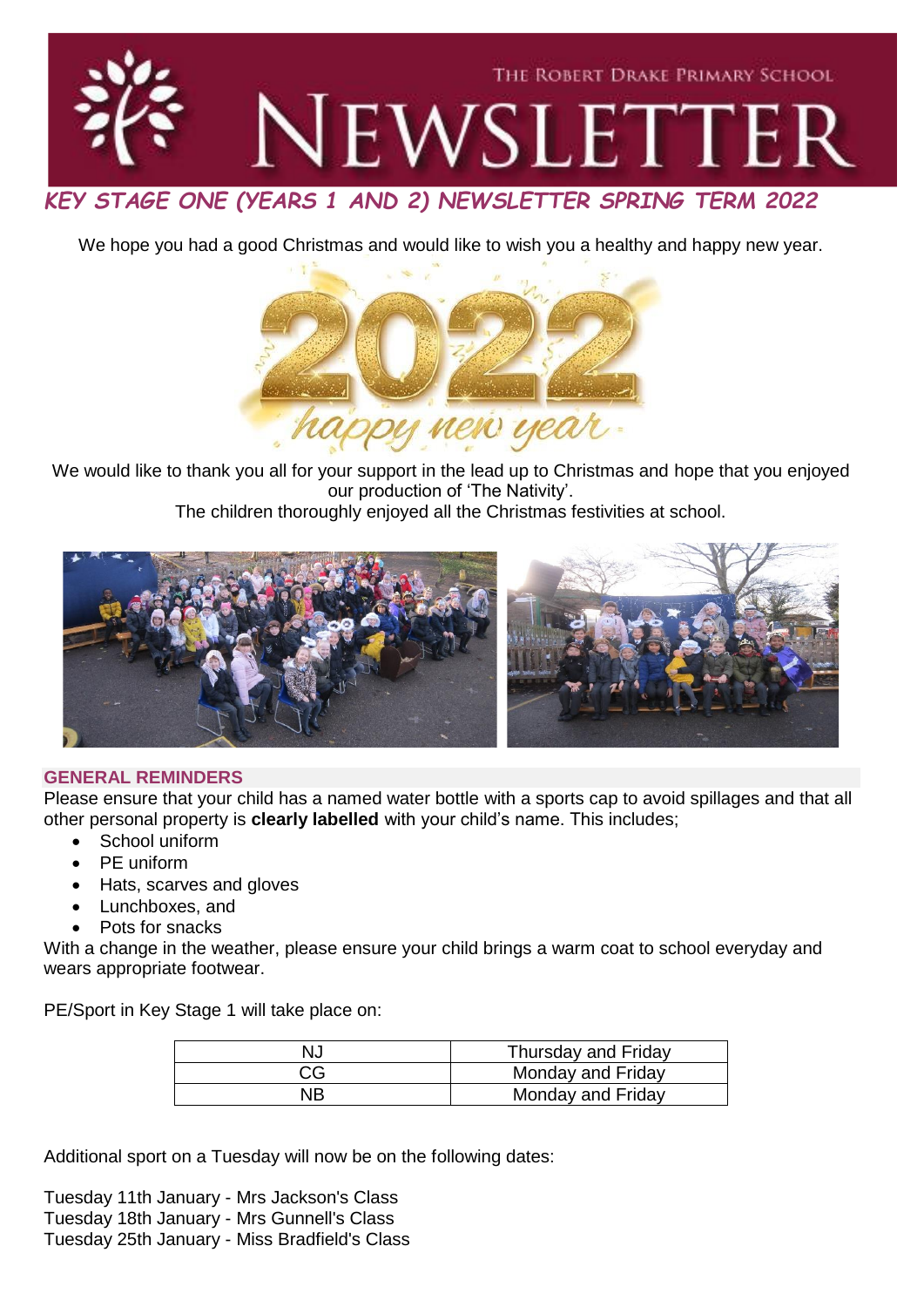THE ROBERT DRAKE PRIMARY SCHOOL

# NEWSLETTER

## *KEY STAGE ONE (YEARS 1 AND 2) NEWSLETTER SPRING TERM 2022*

We hope you had a good Christmas and would like to wish you a healthy and happy new year.

We would like to thank you all for your support in the lead up to Christmas and hope that you enjoyed our production of 'The Nativity'.

The children thoroughly enjoyed all the Christmas festivities at school.

### GENERAL REMINDERS

Please ensure that your child has a named water bottle with a sports cap to avoid spillages and that all other personal property is **clearly labelled** with your child's name. This includes;

- School uniform
- PE uniform
- Hats, scarves and gloves
- Lunchboxes, and
- Pots for snacks

With a change in the weather, please ensure your child brings a warm coat to school everyday and wears appropriate footwear.

PE/Sport in Key Stage 1 will take place on:

| | |
|---|---|
| NJ | Thursday and Friday |
| CG | Monday and Friday |
| NB | Monday and Friday |

Additional sport on a Tuesday will now be on the following dates:

Tuesday 11th January - Mrs Jackson's Class
Tuesday 18th January - Mrs Gunnell's Class
Tuesday 25th January - Miss Bradfield's Class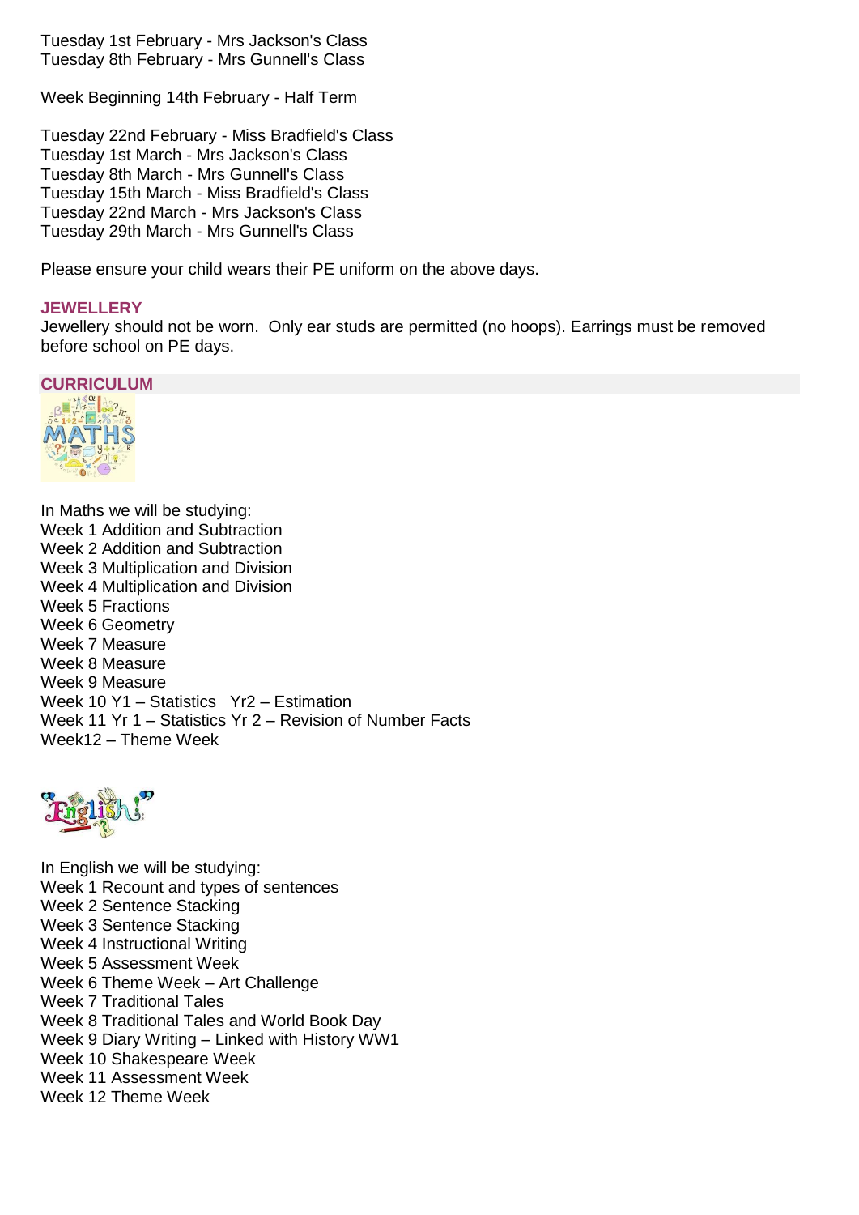Tuesday 1st February - Mrs Jackson's Class
Tuesday 8th February - Mrs Gunnell's Class

Week Beginning 14th February - Half Term

Tuesday 22nd February - Miss Bradfield's Class
Tuesday 1st March - Mrs Jackson's Class
Tuesday 8th March - Mrs Gunnell's Class
Tuesday 15th March - Miss Bradfield's Class
Tuesday 22nd March - Mrs Jackson's Class
Tuesday 29th March - Mrs Gunnell's Class

Please ensure your child wears their PE uniform on the above days.

## JEWELLERY

Jewellery should not be worn. Only ear studs are permitted (no hoops). Earrings must be removed before school on PE days.

## CURRICULUM

In Maths we will be studying:
Week 1 Addition and Subtraction
Week 2 Addition and Subtraction
Week 3 Multiplication and Division
Week 4 Multiplication and Division
Week 5 Fractions
Week 6 Geometry
Week 7 Measure
Week 8 Measure
Week 9 Measure
Week 10 Y1 – Statistics Yr2 – Estimation
Week 11 Yr 1 – Statistics Yr 2 – Revision of Number Facts
Week12 – Theme Week

In English we will be studying:
Week 1 Recount and types of sentences
Week 2 Sentence Stacking
Week 3 Sentence Stacking
Week 4 Instructional Writing
Week 5 Assessment Week
Week 6 Theme Week – Art Challenge
Week 7 Traditional Tales
Week 8 Traditional Tales and World Book Day
Week 9 Diary Writing – Linked with History WW1
Week 10 Shakespeare Week
Week 11 Assessment Week
Week 12 Theme Week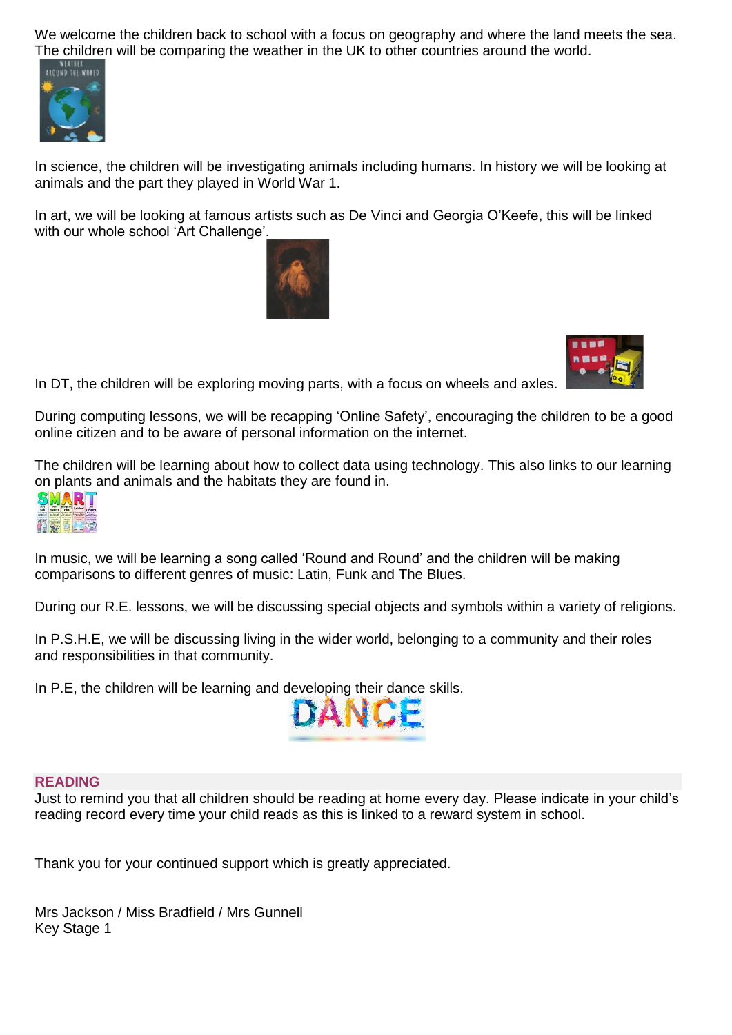We welcome the children back to school with a focus on geography and where the land meets the sea. The children will be comparing the weather in the UK to other countries around the world.

In science, the children will be investigating animals including humans. In history we will be looking at animals and the part they played in World War 1.

In art, we will be looking at famous artists such as De Vinci and Georgia O'Keefe, this will be linked with our whole school 'Art Challenge'.

In DT, the children will be exploring moving parts, with a focus on wheels and axles.

During computing lessons, we will be recapping 'Online Safety', encouraging the children to be a good online citizen and to be aware of personal information on the internet.

The children will be learning about how to collect data using technology. This also links to our learning on plants and animals and the habitats they are found in.

In music, we will be learning a song called 'Round and Round' and the children will be making comparisons to different genres of music: Latin, Funk and The Blues.

During our R.E. lessons, we will be discussing special objects and symbols within a variety of religions.

In P.S.H.E, we will be discussing living in the wider world, belonging to a community and their roles and responsibilities in that community.

In P.E, the children will be learning and developing their dance skills.

## READING

Just to remind you that all children should be reading at home every day. Please indicate in your child's reading record every time your child reads as this is linked to a reward system in school.

Thank you for your continued support which is greatly appreciated.

Mrs Jackson / Miss Bradfield / Mrs Gunnell
Key Stage 1